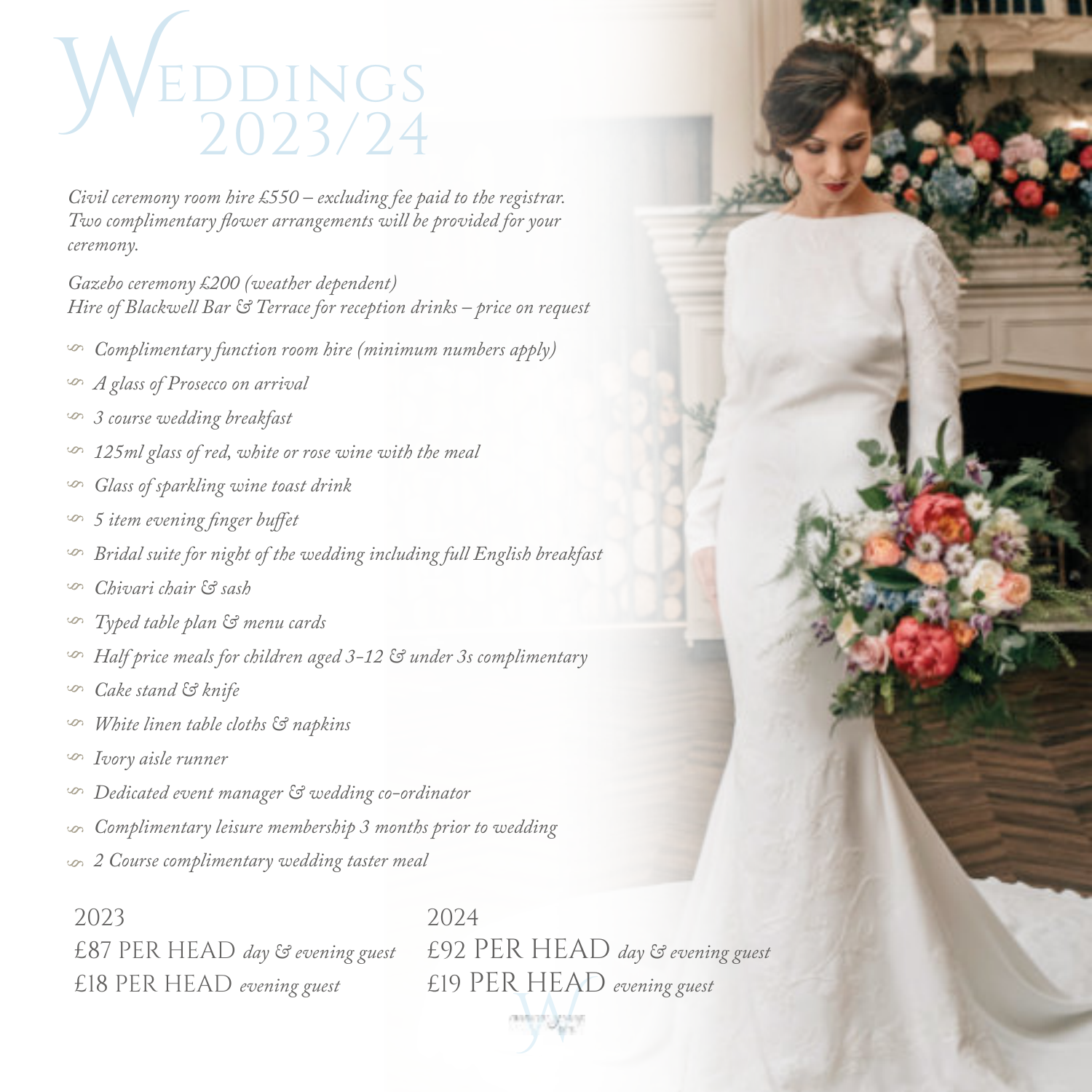# Weddings 2023/24

*Civil ceremony room hire £550 – excluding fee paid to the registrar. Two complimentary flower arrangements will be provided for your ceremony.*

*Gazebo ceremony £200 (weather dependent)*
*Hire of Blackwell Bar & Terrace for reception drinks – price on request*

- *Complimentary function room hire (minimum numbers apply)*
- *A glass of Prosecco on arrival*
- *3 course wedding breakfast*
- *125ml glass of red, white or rose wine with the meal*
- *Glass of sparkling wine toast drink*
- *5 item evening finger buffet*
- *Bridal suite for night of the wedding including full English breakfast*
- *Chivari chair & sash*
- *Typed table plan & menu cards*
- *Half price meals for children aged 3-12 & under 3s complimentary*
- *Cake stand & knife*
- *White linen table cloths & napkins*
- *Ivory aisle runner*
- *Dedicated event manager & wedding co-ordinator*
- *Complimentary leisure membership 3 months prior to wedding*
- *2 Course complimentary wedding taster meal*

2023
£87 PER HEAD *day & evening guest*
£18 PER HEAD *evening guest*

2024
£92 PER HEAD *day & evening guest*
£19 PER HEAD *evening guest*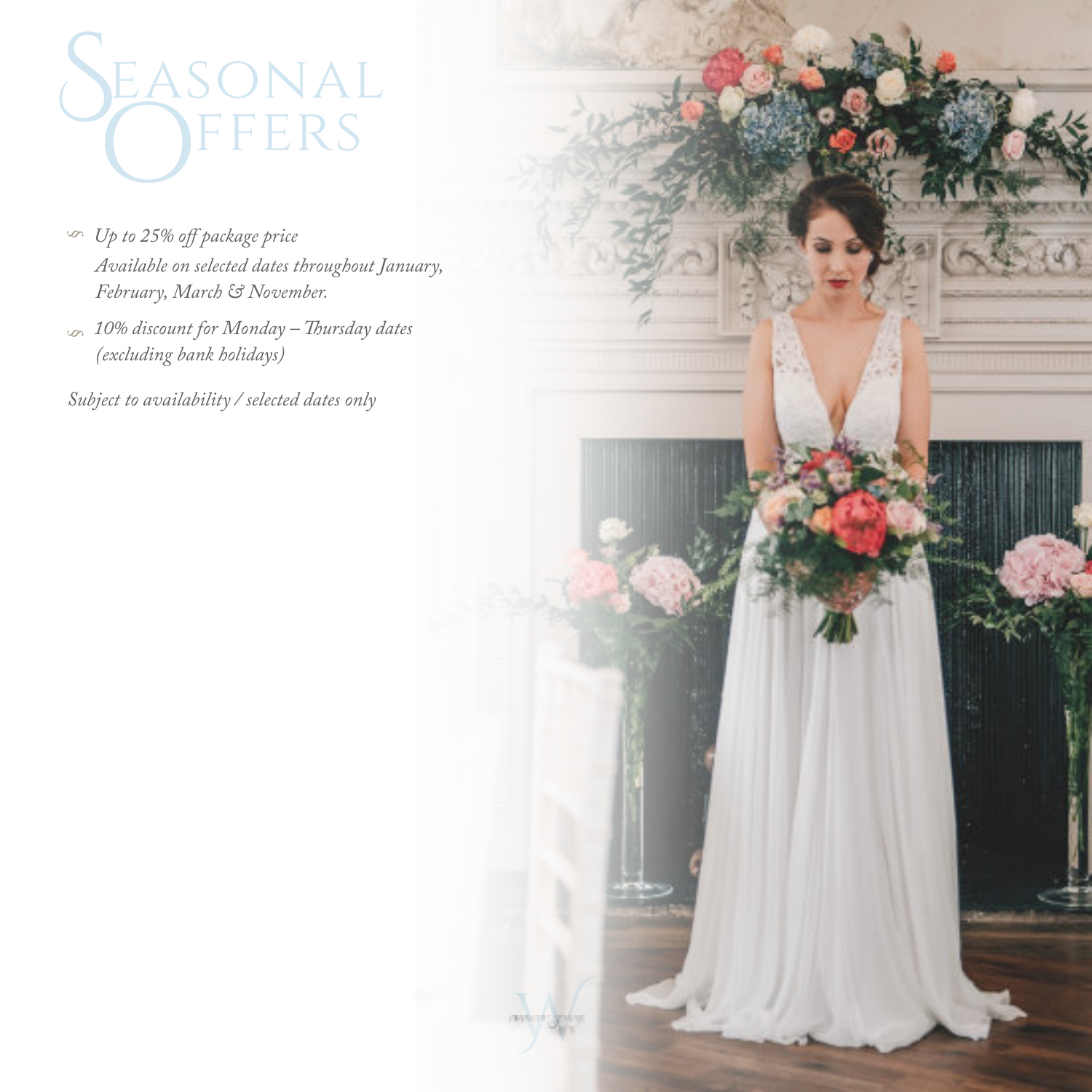# Seasonal Offers

- *Up to 25% off package price*
  *Available on selected dates throughout January, February, March & November.*
- *10% discount for Monday – Thursday dates (excluding bank holidays)*

*Subject to availability / selected dates only*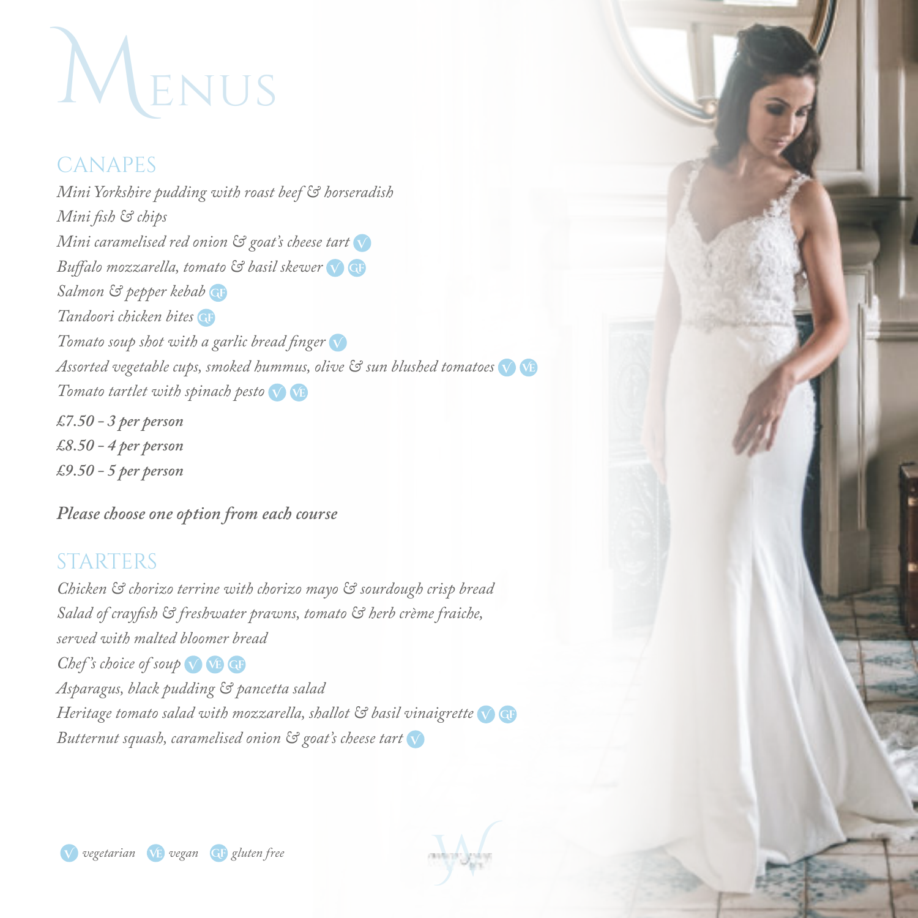# Menus

## CANAPES

*Mini Yorkshire pudding with roast beef & horseradish*
*Mini fish & chips*
*Mini caramelised red onion & goat's cheese tart* V
*Buffalo mozzarella, tomato & basil skewer* V GF
*Salmon & pepper kebab* GF
*Tandoori chicken bites* GF
*Tomato soup shot with a garlic bread finger* V
*Assorted vegetable cups, smoked hummus, olive & sun blushed tomatoes* V VE
*Tomato tartlet with spinach pesto* V VE

***£7.50 - 3 per person***
***£8.50 - 4 per person***
***£9.50 - 5 per person***

***Please choose one option from each course***

## STARTERS

*Chicken & chorizo terrine with chorizo mayo & sourdough crisp bread*
*Salad of crayfish & freshwater prawns, tomato & herb crème fraiche, served with malted bloomer bread*
*Chef's choice of soup* V VE GF
*Asparagus, black pudding & pancetta salad*
*Heritage tomato salad with mozzarella, shallot & basil vinaigrette* V GF
*Butternut squash, caramelised onion & goat's cheese tart* V

V *vegetarian* VE *vegan* GF *gluten free*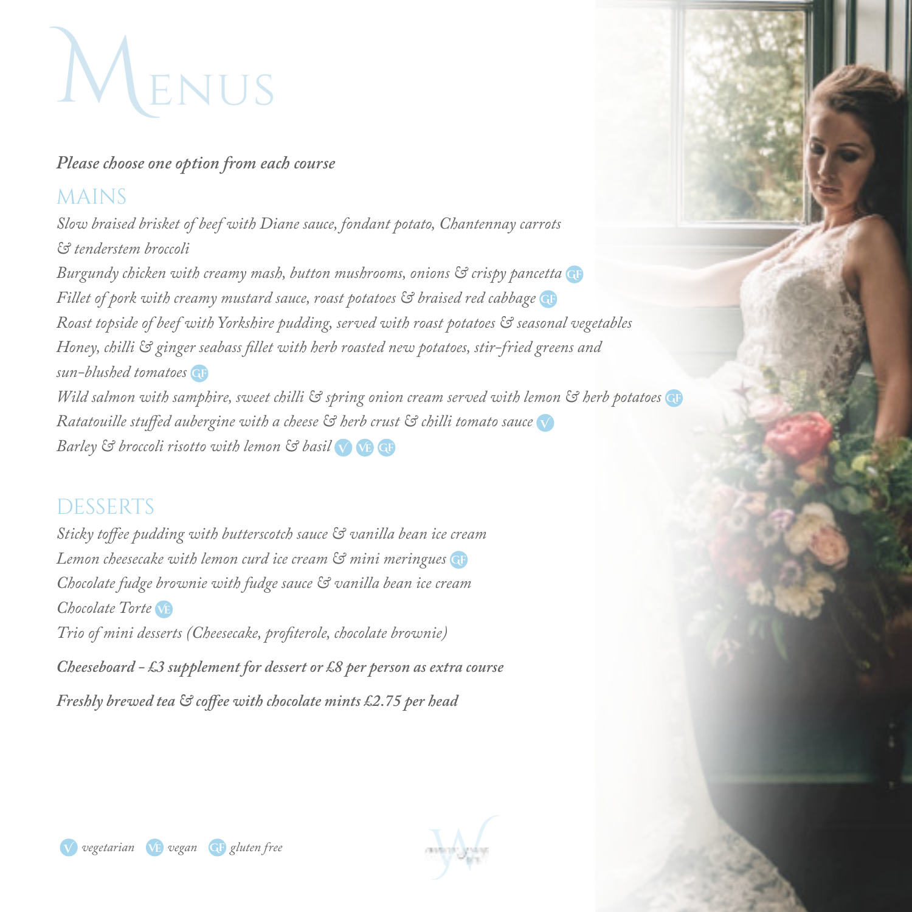# MENUS

***Please choose one option from each course***

## MAINS

*Slow braised brisket of beef with Diane sauce, fondant potato, Chantennay carrots & tenderstem broccoli*

*Burgundy chicken with creamy mash, button mushrooms, onions & crispy pancetta* GF

*Fillet of pork with creamy mustard sauce, roast potatoes & braised red cabbage* GF

*Roast topside of beef with Yorkshire pudding, served with roast potatoes & seasonal vegetables*

*Honey, chilli & ginger seabass fillet with herb roasted new potatoes, stir-fried greens and sun-blushed tomatoes* GF

*Wild salmon with samphire, sweet chilli & spring onion cream served with lemon & herb potatoes* GF

*Ratatouille stuffed aubergine with a cheese & herb crust & chilli tomato sauce* V

*Barley & broccoli risotto with lemon & basil* V VE GF

## DESSERTS

*Sticky toffee pudding with butterscotch sauce & vanilla bean ice cream*

*Lemon cheesecake with lemon curd ice cream & mini meringues* GF

*Chocolate fudge brownie with fudge sauce & vanilla bean ice cream*

*Chocolate Torte* VE

*Trio of mini desserts (Cheesecake, profiterole, chocolate brownie)*

***Cheeseboard - £3 supplement for dessert or £8 per person as extra course***

***Freshly brewed tea & coffee with chocolate mints £2.75 per head***

V *vegetarian* VE *vegan* GF *gluten free*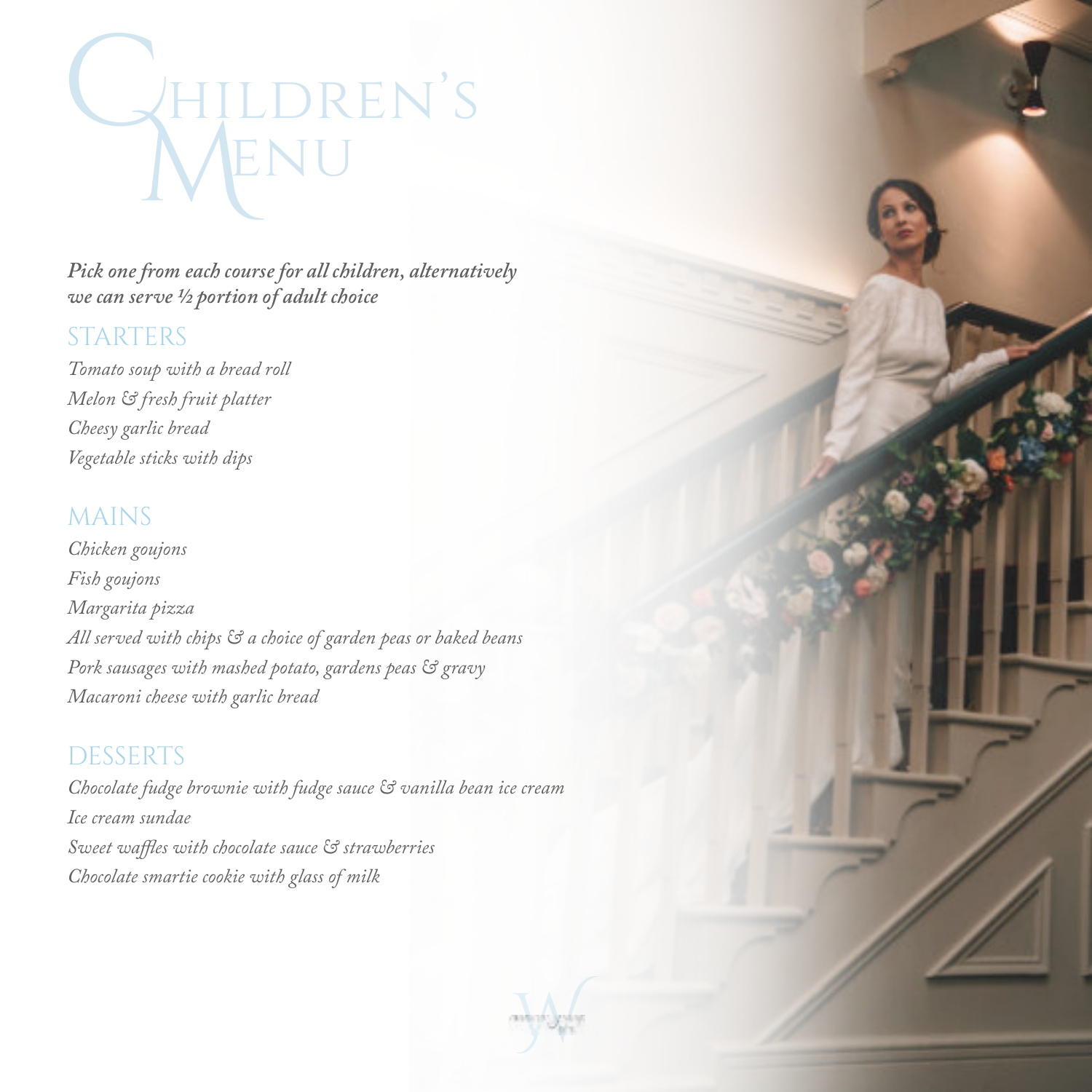# Children's Menu

***Pick one from each course for all children, alternatively we can serve ½ portion of adult choice***

## STARTERS

*Tomato soup with a bread roll*
*Melon & fresh fruit platter*
*Cheesy garlic bread*
*Vegetable sticks with dips*

## MAINS

*Chicken goujons*
*Fish goujons*
*Margarita pizza*
*All served with chips & a choice of garden peas or baked beans*
*Pork sausages with mashed potato, gardens peas & gravy*
*Macaroni cheese with garlic bread*

## DESSERTS

*Chocolate fudge brownie with fudge sauce & vanilla bean ice cream*
*Ice cream sundae*
*Sweet waffles with chocolate sauce & strawberries*
*Chocolate smartie cookie with glass of milk*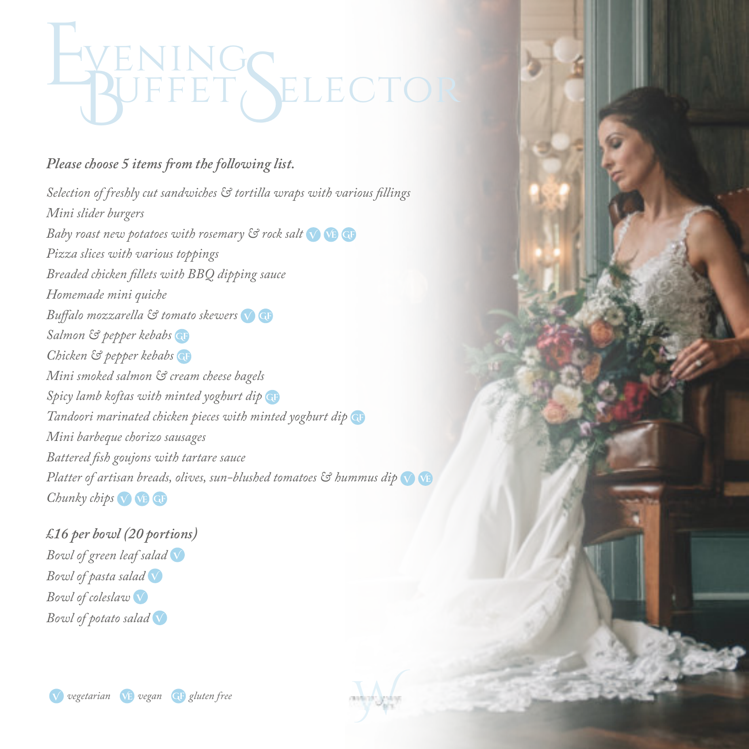# Evening Buffet Selector

***Please choose 5 items from the following list.***

*Selection of freshly cut sandwiches & tortilla wraps with various fillings*
*Mini slider burgers*
*Baby roast new potatoes with rosemary & rock salt* V VE GF
*Pizza slices with various toppings*
*Breaded chicken fillets with BBQ dipping sauce*
*Homemade mini quiche*
*Buffalo mozzarella & tomato skewers* V GF
*Salmon & pepper kebabs* GF
*Chicken & pepper kebabs* GF
*Mini smoked salmon & cream cheese bagels*
*Spicy lamb koftas with minted yoghurt dip* GF
*Tandoori marinated chicken pieces with minted yoghurt dip* GF
*Mini barbeque chorizo sausages*
*Battered fish goujons with tartare sauce*
*Platter of artisan breads, olives, sun-blushed tomatoes & hummus dip* V VE
*Chunky chips* V VE GF

***£16 per bowl (20 portions)***
*Bowl of green leaf salad* V
*Bowl of pasta salad* V
*Bowl of coleslaw* V
*Bowl of potato salad* V

V *vegetarian* VE *vegan* GF *gluten free*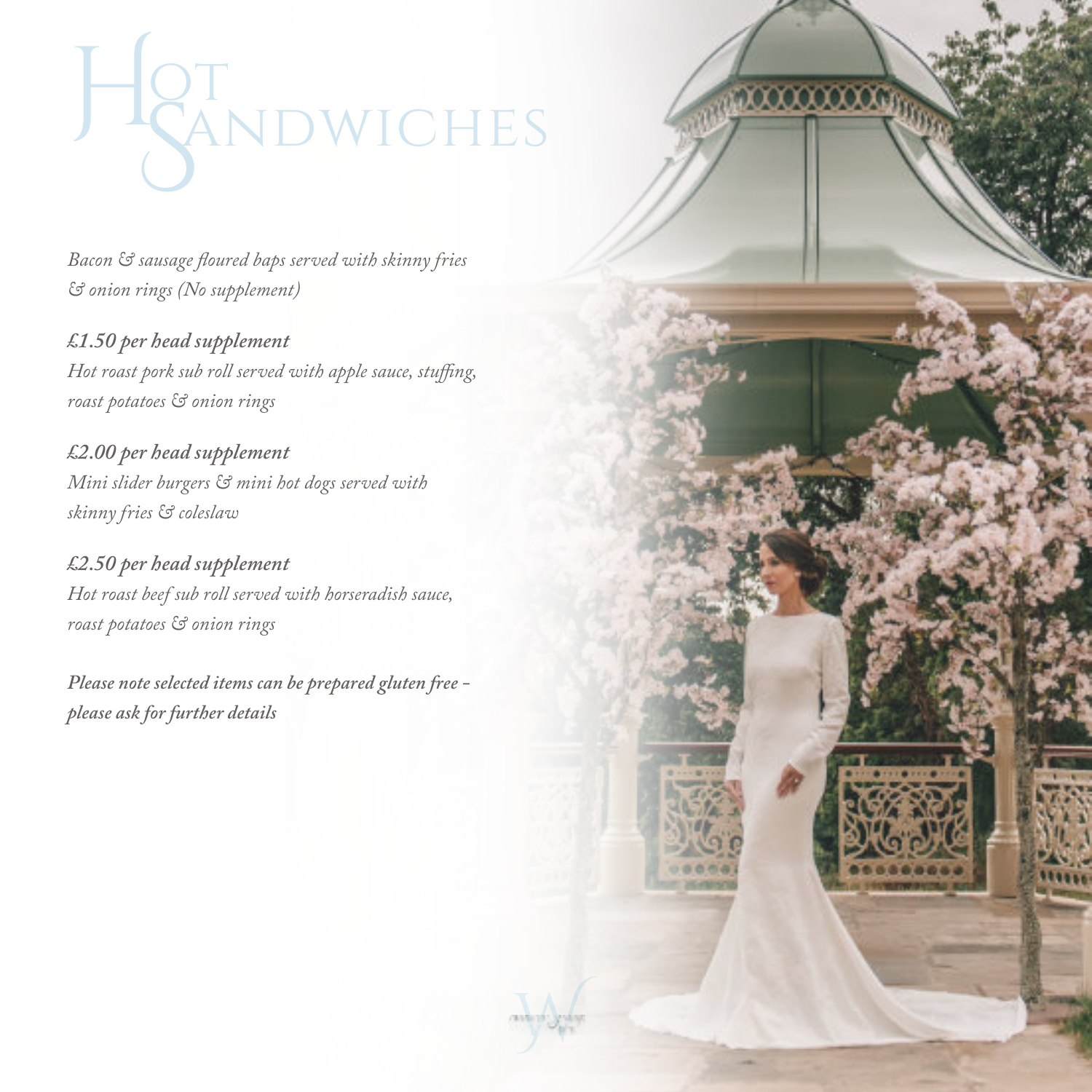# Hot Sandwiches

*Bacon & sausage floured baps served with skinny fries & onion rings (No supplement)*

***£1.50 per head supplement***
*Hot roast pork sub roll served with apple sauce, stuffing, roast potatoes & onion rings*

***£2.00 per head supplement***
*Mini slider burgers & mini hot dogs served with skinny fries & coleslaw*

***£2.50 per head supplement***
*Hot roast beef sub roll served with horseradish sauce, roast potatoes & onion rings*

***Please note selected items can be prepared gluten free - please ask for further details***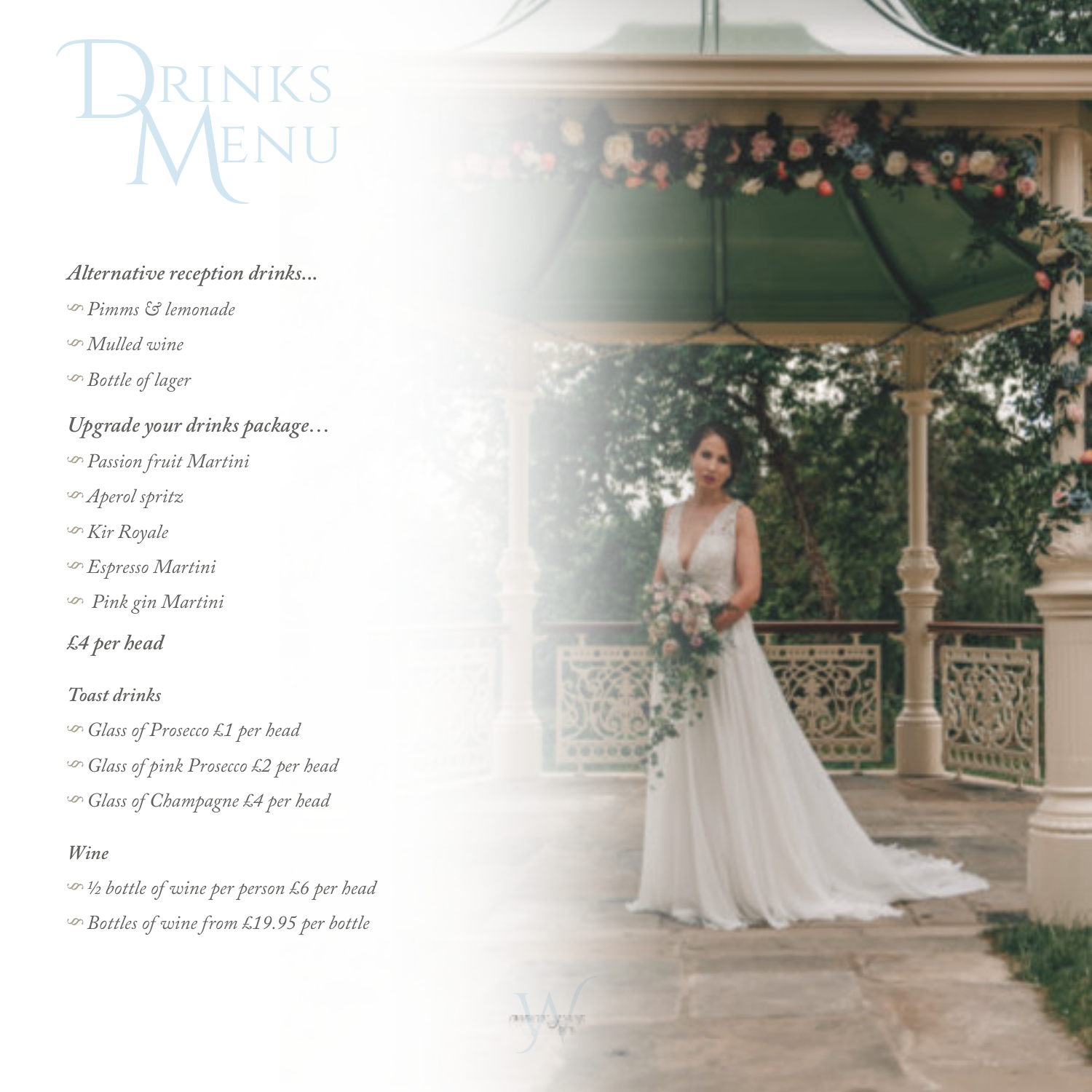# Drinks Menu

*Alternative reception drinks...*

- *Pimms & lemonade*
- *Mulled wine*
- *Bottle of lager*

*Upgrade your drinks package…*

- *Passion fruit Martini*
- *Aperol spritz*
- *Kir Royale*
- *Espresso Martini*
- *Pink gin Martini*

*£4 per head*

*Toast drinks*

- *Glass of Prosecco £1 per head*
- *Glass of pink Prosecco £2 per head*
- *Glass of Champagne £4 per head*

*Wine*

- *½ bottle of wine per person £6 per head*
- *Bottles of wine from £19.95 per bottle*